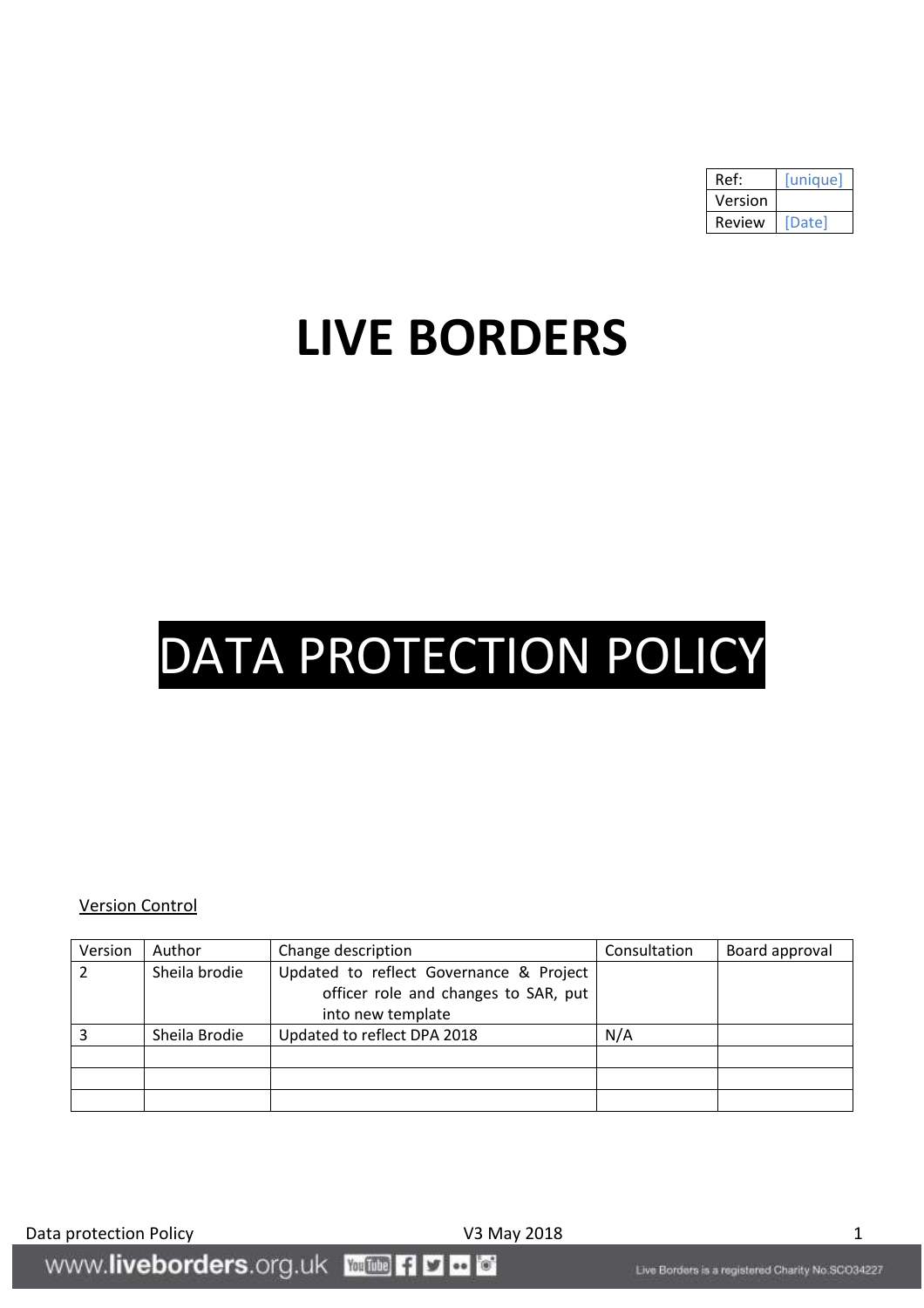| Ref: | [unique] |
| --- | --- |
| Version | |
| Review | [Date] |

# LIVE BORDERS

# DATA PROTECTION POLICY

Version Control

| Version | Author | Change description | Consultation | Board approval |
| --- | --- | --- | --- | --- |
| 2 | Sheila brodie | Updated to reflect Governance & Project officer role and changes to SAR, put into new template | | |
| 3 | Sheila Brodie | Updated to reflect DPA 2018 | N/A | |
| | | | | |
| | | | | |
| | | | | |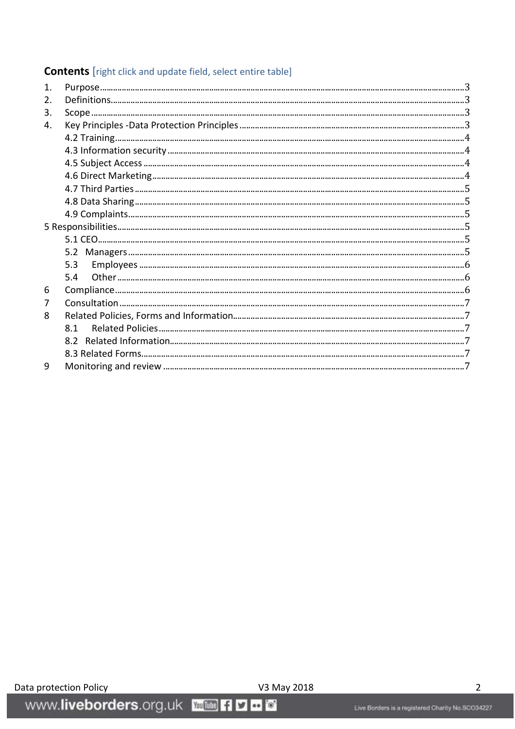## Contents [right click and update field, select entire table]

1. Purpose ... 3
2. Definitions ... 3
3. Scope ... 3
4. Key Principles -Data Protection Principles ... 3
   - 4.2 Training ... 4
   - 4.3 Information security ... 4
   - 4.5 Subject Access ... 4
   - 4.6 Direct Marketing ... 4
   - 4.7 Third Parties ... 5
   - 4.8 Data Sharing ... 5
   - 4.9 Complaints ... 5

5 Responsibilities ... 5
   - 5.1 CEO ... 5
   - 5.2 Managers ... 5
   - 5.3 Employees ... 6
   - 5.4 Other ... 6

6 Compliance ... 6

7 Consultation ... 7

8 Related Policies, Forms and Information ... 7
   - 8.1 Related Policies ... 7
   - 8.2 Related Information ... 7
   - 8.3 Related Forms ... 7

9 Monitoring and review ... 7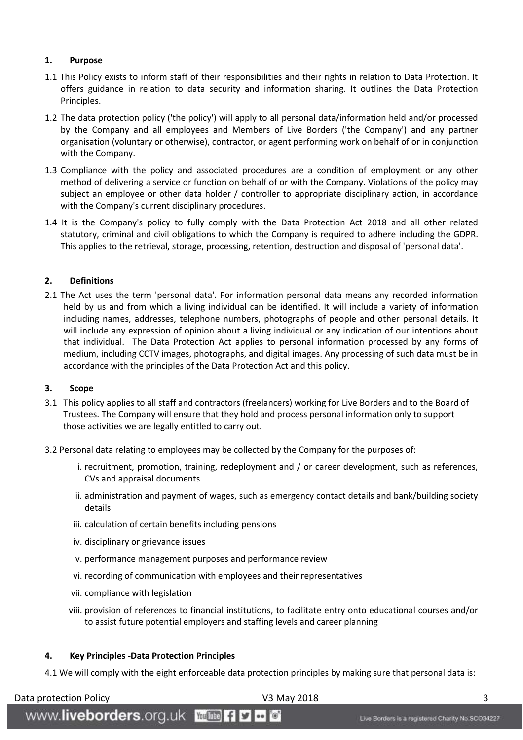## 1. Purpose

1.1 This Policy exists to inform staff of their responsibilities and their rights in relation to Data Protection. It offers guidance in relation to data security and information sharing. It outlines the Data Protection Principles.

1.2 The data protection policy ('the policy') will apply to all personal data/information held and/or processed by the Company and all employees and Members of Live Borders ('the Company') and any partner organisation (voluntary or otherwise), contractor, or agent performing work on behalf of or in conjunction with the Company.

1.3 Compliance with the policy and associated procedures are a condition of employment or any other method of delivering a service or function on behalf of or with the Company. Violations of the policy may subject an employee or other data holder / controller to appropriate disciplinary action, in accordance with the Company's current disciplinary procedures.

1.4 It is the Company's policy to fully comply with the Data Protection Act 2018 and all other related statutory, criminal and civil obligations to which the Company is required to adhere including the GDPR. This applies to the retrieval, storage, processing, retention, destruction and disposal of 'personal data'.

## 2. Definitions

2.1 The Act uses the term 'personal data'. For information personal data means any recorded information held by us and from which a living individual can be identified. It will include a variety of information including names, addresses, telephone numbers, photographs of people and other personal details. It will include any expression of opinion about a living individual or any indication of our intentions about that individual. The Data Protection Act applies to personal information processed by any forms of medium, including CCTV images, photographs, and digital images. Any processing of such data must be in accordance with the principles of the Data Protection Act and this policy.

## 3. Scope

3.1 This policy applies to all staff and contractors (freelancers) working for Live Borders and to the Board of Trustees. The Company will ensure that they hold and process personal information only to support those activities we are legally entitled to carry out.

3.2 Personal data relating to employees may be collected by the Company for the purposes of:

i. recruitment, promotion, training, redeployment and / or career development, such as references, CVs and appraisal documents

ii. administration and payment of wages, such as emergency contact details and bank/building society details

iii. calculation of certain benefits including pensions

iv. disciplinary or grievance issues

v. performance management purposes and performance review

vi. recording of communication with employees and their representatives

vii. compliance with legislation

viii. provision of references to financial institutions, to facilitate entry onto educational courses and/or to assist future potential employers and staffing levels and career planning

## 4. Key Principles -Data Protection Principles

4.1 We will comply with the eight enforceable data protection principles by making sure that personal data is: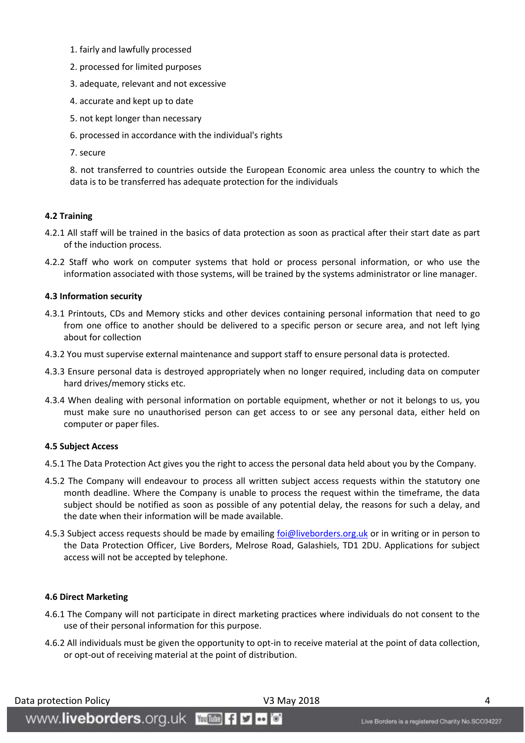1. fairly and lawfully processed
2. processed for limited purposes
3. adequate, relevant and not excessive
4. accurate and kept up to date
5. not kept longer than necessary
6. processed in accordance with the individual's rights
7. secure
8. not transferred to countries outside the European Economic area unless the country to which the data is to be transferred has adequate protection for the individuals

**4.2 Training**

4.2.1 All staff will be trained in the basics of data protection as soon as practical after their start date as part of the induction process.

4.2.2 Staff who work on computer systems that hold or process personal information, or who use the information associated with those systems, will be trained by the systems administrator or line manager.

**4.3 Information security**

4.3.1 Printouts, CDs and Memory sticks and other devices containing personal information that need to go from one office to another should be delivered to a specific person or secure area, and not left lying about for collection

4.3.2 You must supervise external maintenance and support staff to ensure personal data is protected.

4.3.3 Ensure personal data is destroyed appropriately when no longer required, including data on computer hard drives/memory sticks etc.

4.3.4 When dealing with personal information on portable equipment, whether or not it belongs to us, you must make sure no unauthorised person can get access to or see any personal data, either held on computer or paper files.

**4.5 Subject Access**

4.5.1 The Data Protection Act gives you the right to access the personal data held about you by the Company.

4.5.2 The Company will endeavour to process all written subject access requests within the statutory one month deadline. Where the Company is unable to process the request within the timeframe, the data subject should be notified as soon as possible of any potential delay, the reasons for such a delay, and the date when their information will be made available.

4.5.3 Subject access requests should be made by emailing foi@liveborders.org.uk or in writing or in person to the Data Protection Officer, Live Borders, Melrose Road, Galashiels, TD1 2DU. Applications for subject access will not be accepted by telephone.

**4.6 Direct Marketing**

4.6.1 The Company will not participate in direct marketing practices where individuals do not consent to the use of their personal information for this purpose.

4.6.2 All individuals must be given the opportunity to opt-in to receive material at the point of data collection, or opt-out of receiving material at the point of distribution.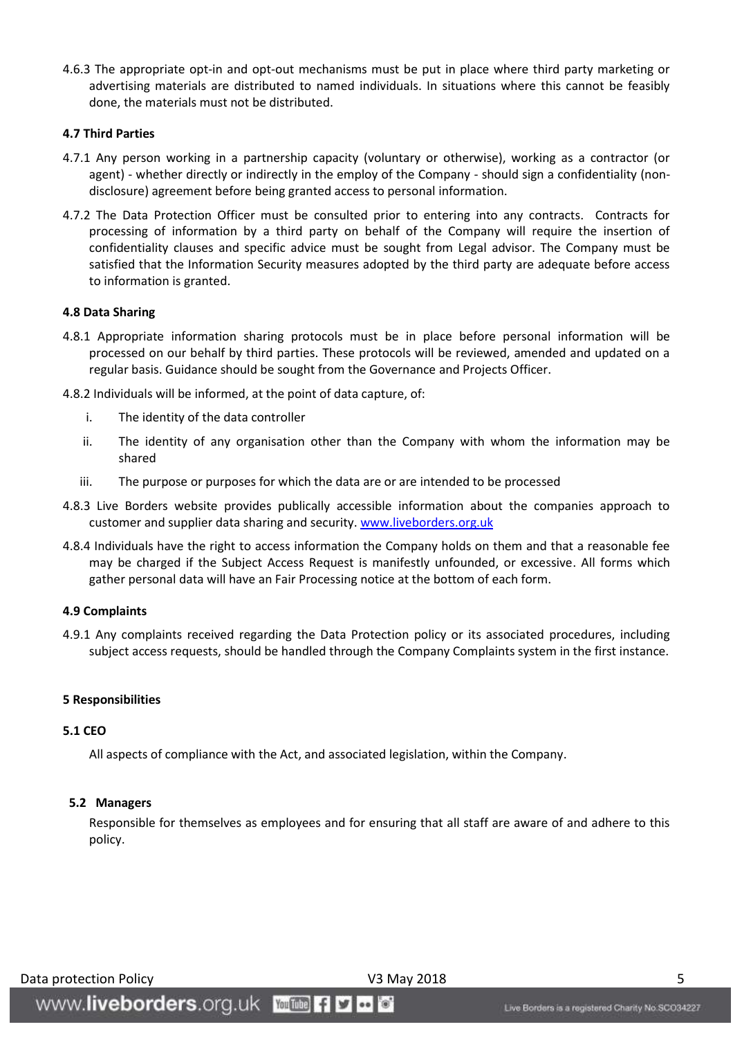4.6.3 The appropriate opt-in and opt-out mechanisms must be put in place where third party marketing or advertising materials are distributed to named individuals. In situations where this cannot be feasibly done, the materials must not be distributed.

**4.7 Third Parties**

4.7.1 Any person working in a partnership capacity (voluntary or otherwise), working as a contractor (or agent) - whether directly or indirectly in the employ of the Company - should sign a confidentiality (non-disclosure) agreement before being granted access to personal information.

4.7.2 The Data Protection Officer must be consulted prior to entering into any contracts. Contracts for processing of information by a third party on behalf of the Company will require the insertion of confidentiality clauses and specific advice must be sought from Legal advisor. The Company must be satisfied that the Information Security measures adopted by the third party are adequate before access to information is granted.

**4.8 Data Sharing**

4.8.1 Appropriate information sharing protocols must be in place before personal information will be processed on our behalf by third parties. These protocols will be reviewed, amended and updated on a regular basis. Guidance should be sought from the Governance and Projects Officer.

4.8.2 Individuals will be informed, at the point of data capture, of:

i. The identity of the data controller

ii. The identity of any organisation other than the Company with whom the information may be shared

iii. The purpose or purposes for which the data are or are intended to be processed

4.8.3 Live Borders website provides publically accessible information about the companies approach to customer and supplier data sharing and security. [www.liveborders.org.uk](http://www.liveborders.org.uk)

4.8.4 Individuals have the right to access information the Company holds on them and that a reasonable fee may be charged if the Subject Access Request is manifestly unfounded, or excessive. All forms which gather personal data will have an Fair Processing notice at the bottom of each form.

**4.9 Complaints**

4.9.1 Any complaints received regarding the Data Protection policy or its associated procedures, including subject access requests, should be handled through the Company Complaints system in the first instance.

**5 Responsibilities**

**5.1 CEO**

All aspects of compliance with the Act, and associated legislation, within the Company.

**5.2 Managers**

Responsible for themselves as employees and for ensuring that all staff are aware of and adhere to this policy.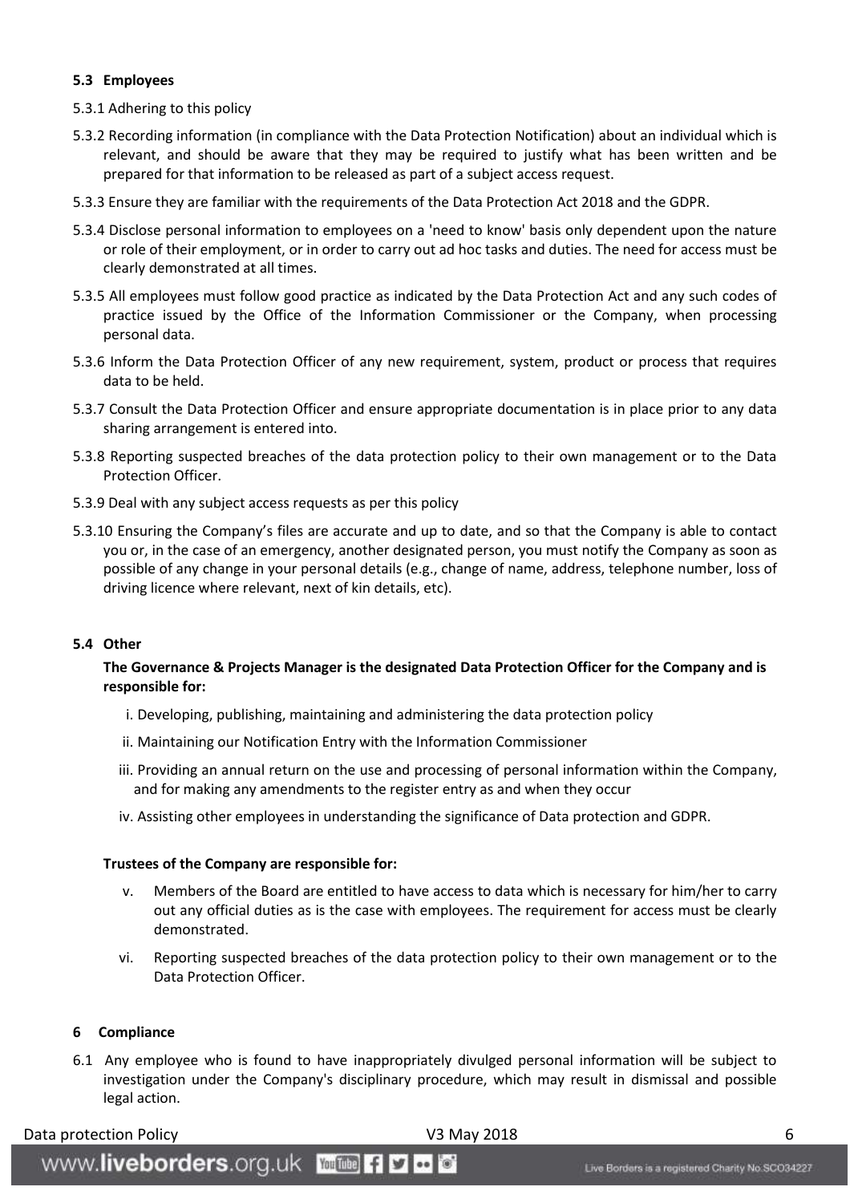### 5.3 Employees

5.3.1 Adhering to this policy

5.3.2 Recording information (in compliance with the Data Protection Notification) about an individual which is relevant, and should be aware that they may be required to justify what has been written and be prepared for that information to be released as part of a subject access request.

5.3.3 Ensure they are familiar with the requirements of the Data Protection Act 2018 and the GDPR.

5.3.4 Disclose personal information to employees on a 'need to know' basis only dependent upon the nature or role of their employment, or in order to carry out ad hoc tasks and duties. The need for access must be clearly demonstrated at all times.

5.3.5 All employees must follow good practice as indicated by the Data Protection Act and any such codes of practice issued by the Office of the Information Commissioner or the Company, when processing personal data.

5.3.6 Inform the Data Protection Officer of any new requirement, system, product or process that requires data to be held.

5.3.7 Consult the Data Protection Officer and ensure appropriate documentation is in place prior to any data sharing arrangement is entered into.

5.3.8 Reporting suspected breaches of the data protection policy to their own management or to the Data Protection Officer.

5.3.9 Deal with any subject access requests as per this policy

5.3.10 Ensuring the Company's files are accurate and up to date, and so that the Company is able to contact you or, in the case of an emergency, another designated person, you must notify the Company as soon as possible of any change in your personal details (e.g., change of name, address, telephone number, loss of driving licence where relevant, next of kin details, etc).

### 5.4 Other

**The Governance & Projects Manager is the designated Data Protection Officer for the Company and is responsible for:**

i. Developing, publishing, maintaining and administering the data protection policy

ii. Maintaining our Notification Entry with the Information Commissioner

iii. Providing an annual return on the use and processing of personal information within the Company, and for making any amendments to the register entry as and when they occur

iv. Assisting other employees in understanding the significance of Data protection and GDPR.

**Trustees of the Company are responsible for:**

v. Members of the Board are entitled to have access to data which is necessary for him/her to carry out any official duties as is the case with employees. The requirement for access must be clearly demonstrated.

vi. Reporting suspected breaches of the data protection policy to their own management or to the Data Protection Officer.

## 6 Compliance

6.1 Any employee who is found to have inappropriately divulged personal information will be subject to investigation under the Company's disciplinary procedure, which may result in dismissal and possible legal action.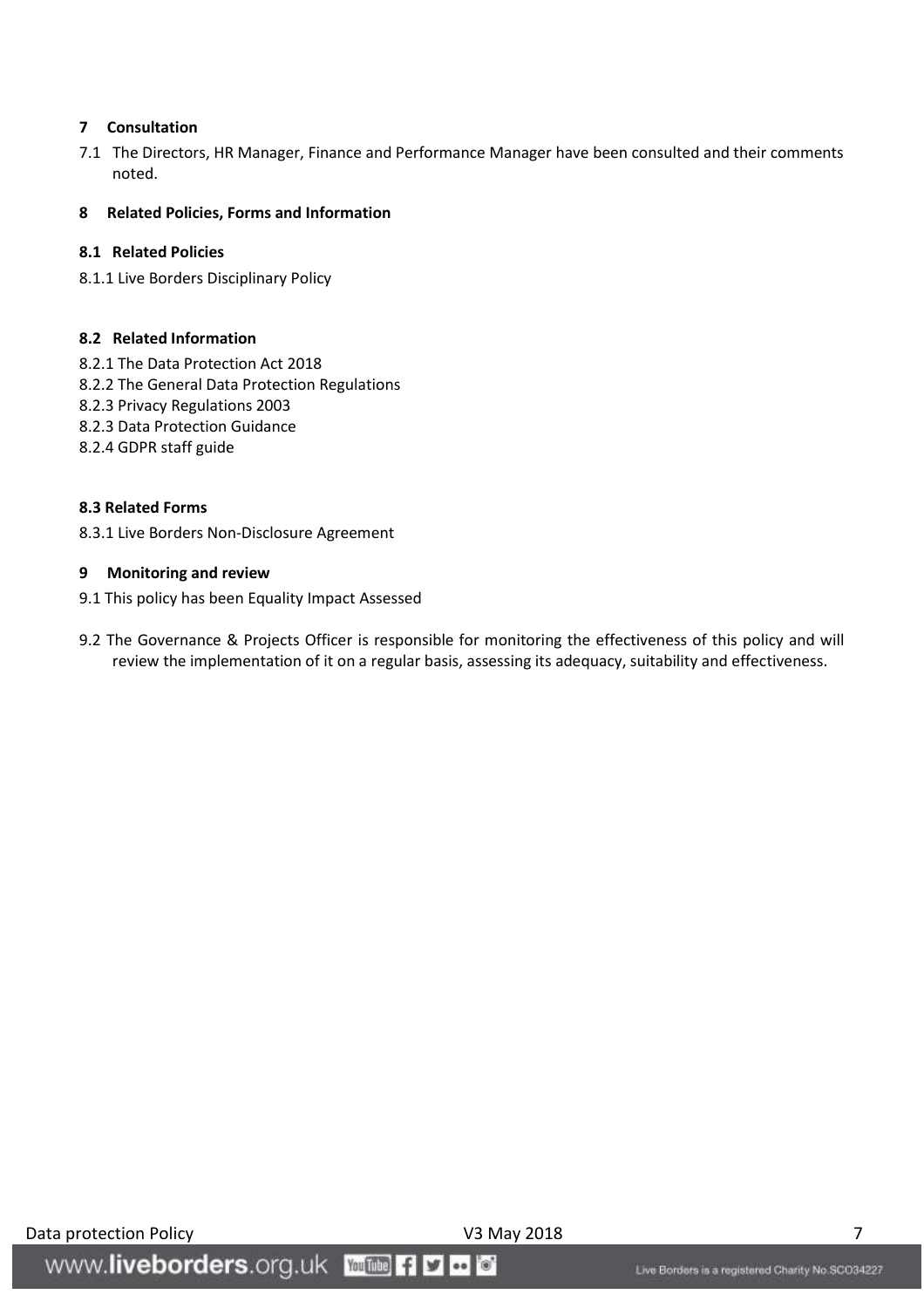## 7 Consultation

7.1 The Directors, HR Manager, Finance and Performance Manager have been consulted and their comments noted.

## 8 Related Policies, Forms and Information

### 8.1 Related Policies

8.1.1 Live Borders Disciplinary Policy

### 8.2 Related Information

8.2.1 The Data Protection Act 2018
8.2.2 The General Data Protection Regulations
8.2.3 Privacy Regulations 2003
8.2.3 Data Protection Guidance
8.2.4 GDPR staff guide

### 8.3 Related Forms

8.3.1 Live Borders Non-Disclosure Agreement

## 9 Monitoring and review

9.1 This policy has been Equality Impact Assessed

9.2 The Governance & Projects Officer is responsible for monitoring the effectiveness of this policy and will review the implementation of it on a regular basis, assessing its adequacy, suitability and effectiveness.